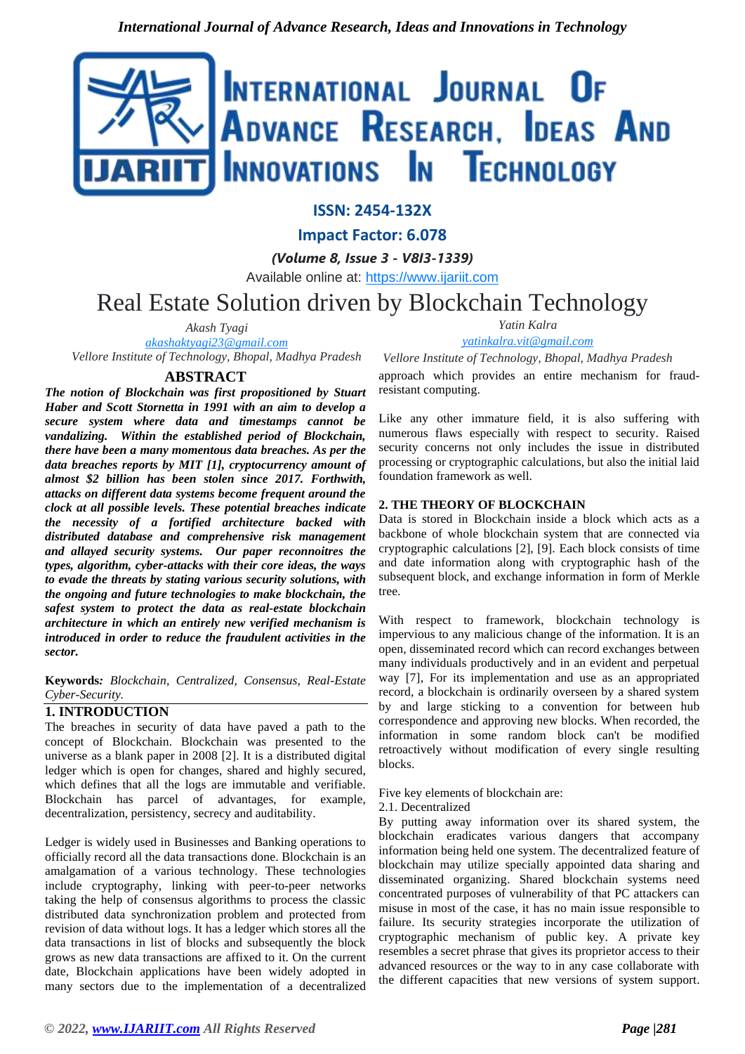# Real Estate Solution driven by Blockchain Technology

Akash Tyagi
akashaktyagi23@gmail.com
Vellore Institute of Technology, Bhopal, Madhya Pradesh

Yatin Kalra
yatinkalra.vit@gmail.com
Vellore Institute of Technology, Bhopal, Madhya Pradesh

## ABSTRACT

***The notion of Blockchain was first propositioned by Stuart Haber and Scott Stornetta in 1991 with an aim to develop a secure system where data and timestamps cannot be vandalizing. Within the established period of Blockchain, there have been a many momentous data breaches. As per the data breaches reports by MIT [1], cryptocurrency amount of almost $2 billion has been stolen since 2017. Forthwith, attacks on different data systems become frequent around the clock at all possible levels. These potential breaches indicate the necessity of a fortified architecture backed with distributed database and comprehensive risk management and allayed security systems. Our paper reconnoitres the types, algorithm, cyber-attacks with their core ideas, the ways to evade the threats by stating various security solutions, with the ongoing and future technologies to make blockchain, the safest system to protect the data as real-estate blockchain architecture in which an entirely new verified mechanism is introduced in order to reduce the fraudulent activities in the sector.***

**Keywords***:* *Blockchain, Centralized, Consensus, Real-Estate Cyber-Security.*

## 1. INTRODUCTION

The breaches in security of data have paved a path to the concept of Blockchain. Blockchain was presented to the universe as a blank paper in 2008 [2]. It is a distributed digital ledger which is open for changes, shared and highly secured, which defines that all the logs are immutable and verifiable. Blockchain has parcel of advantages, for example, decentralization, persistency, secrecy and auditability.

Ledger is widely used in Businesses and Banking operations to officially record all the data transactions done. Blockchain is an amalgamation of a various technology. These technologies include cryptography, linking with peer-to-peer networks taking the help of consensus algorithms to process the classic distributed data synchronization problem and protected from revision of data without logs. It has a ledger which stores all the data transactions in list of blocks and subsequently the block grows as new data transactions are affixed to it. On the current date, Blockchain applications have been widely adopted in many sectors due to the implementation of a decentralized approach which provides an entire mechanism for fraud-resistant computing.

Like any other immature field, it is also suffering with numerous flaws especially with respect to security. Raised security concerns not only includes the issue in distributed processing or cryptographic calculations, but also the initial laid foundation framework as well.

## 2. THE THEORY OF BLOCKCHAIN

Data is stored in Blockchain inside a block which acts as a backbone of whole blockchain system that are connected via cryptographic calculations [2], [9]. Each block consists of time and date information along with cryptographic hash of the subsequent block, and exchange information in form of Merkle tree.

With respect to framework, blockchain technology is impervious to any malicious change of the information. It is an open, disseminated record which can record exchanges between many individuals productively and in an evident and perpetual way [7], For its implementation and use as an appropriated record, a blockchain is ordinarily overseen by a shared system by and large sticking to a convention for between hub correspondence and approving new blocks. When recorded, the information in some random block can't be modified retroactively without modification of every single resulting blocks.

Five key elements of blockchain are:

### 2.1. Decentralized

By putting away information over its shared system, the blockchain eradicates various dangers that accompany information being held one system. The decentralized feature of blockchain may utilize specially appointed data sharing and disseminated organizing. Shared blockchain systems need concentrated purposes of vulnerability of that PC attackers can misuse in most of the case, it has no main issue responsible to failure. Its security strategies incorporate the utilization of cryptographic mechanism of public key. A private key resembles a secret phrase that gives its proprietor access to their advanced resources or the way to in any case collaborate with the different capacities that new versions of system support.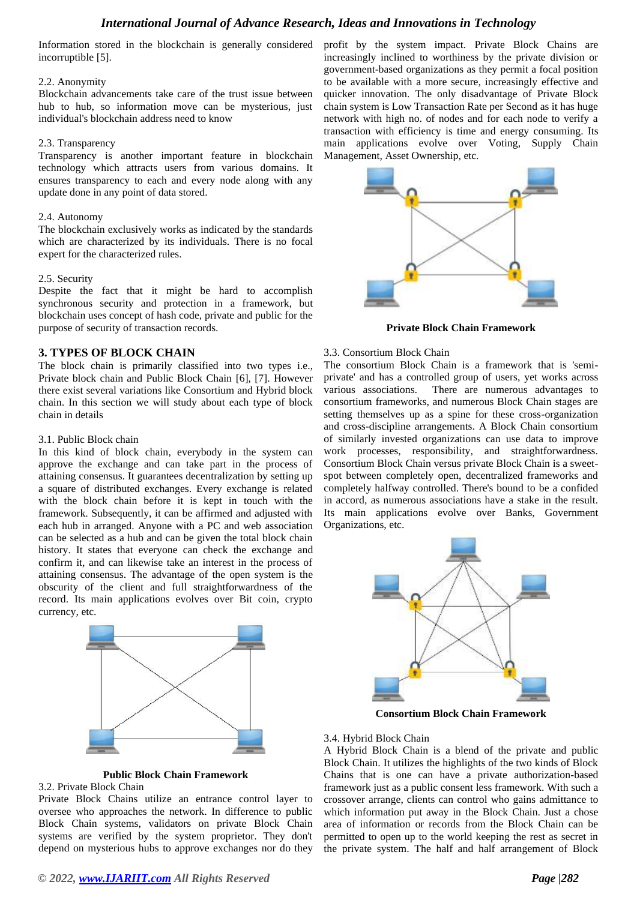Information stored in the blockchain is generally considered incorruptible [5].

2.2. Anonymity

Blockchain advancements take care of the trust issue between hub to hub, so information move can be mysterious, just individual's blockchain address need to know

2.3. Transparency

Transparency is another important feature in blockchain technology which attracts users from various domains. It ensures transparency to each and every node along with any update done in any point of data stored.

2.4. Autonomy

The blockchain exclusively works as indicated by the standards which are characterized by its individuals. There is no focal expert for the characterized rules.

2.5. Security

Despite the fact that it might be hard to accomplish synchronous security and protection in a framework, but blockchain uses concept of hash code, private and public for the purpose of security of transaction records.

## 3. TYPES OF BLOCK CHAIN

The block chain is primarily classified into two types i.e., Private block chain and Public Block Chain [6], [7]. However there exist several variations like Consortium and Hybrid block chain. In this section we will study about each type of block chain in details

3.1. Public Block chain

In this kind of block chain, everybody in the system can approve the exchange and can take part in the process of attaining consensus. It guarantees decentralization by setting up a square of distributed exchanges. Every exchange is related with the block chain before it is kept in touch with the framework. Subsequently, it can be affirmed and adjusted with each hub in arranged. Anyone with a PC and web association can be selected as a hub and can be given the total block chain history. It states that everyone can check the exchange and confirm it, and can likewise take an interest in the process of attaining consensus. The advantage of the open system is the obscurity of the client and full straightforwardness of the record. Its main applications evolves over Bit coin, crypto currency, etc.

**Public Block Chain Framework**

3.2. Private Block Chain

Private Block Chains utilize an entrance control layer to oversee who approaches the network. In difference to public Block Chain systems, validators on private Block Chain systems are verified by the system proprietor. They don't depend on mysterious hubs to approve exchanges nor do they profit by the system impact. Private Block Chains are increasingly inclined to worthiness by the private division or government-based organizations as they permit a focal position to be available with a more secure, increasingly effective and quicker innovation. The only disadvantage of Private Block chain system is Low Transaction Rate per Second as it has huge network with high no. of nodes and for each node to verify a transaction with efficiency is time and energy consuming. Its main applications evolve over Voting, Supply Chain Management, Asset Ownership, etc.

**Private Block Chain Framework**

3.3. Consortium Block Chain

The consortium Block Chain is a framework that is 'semi-private' and has a controlled group of users, yet works across various associations. There are numerous advantages to consortium frameworks, and numerous Block Chain stages are setting themselves up as a spine for these cross-organization and cross-discipline arrangements. A Block Chain consortium of similarly invested organizations can use data to improve work processes, responsibility, and straightforwardness. Consortium Block Chain versus private Block Chain is a sweet-spot between completely open, decentralized frameworks and completely halfway controlled. There's bound to be a confided in accord, as numerous associations have a stake in the result. Its main applications evolve over Banks, Government Organizations, etc.

**Consortium Block Chain Framework**

3.4. Hybrid Block Chain

A Hybrid Block Chain is a blend of the private and public Block Chain. It utilizes the highlights of the two kinds of Block Chains that is one can have a private authorization-based framework just as a public consent less framework. With such a crossover arrange, clients can control who gains admittance to which information put away in the Block Chain. Just a chose area of information or records from the Block Chain can be permitted to open up to the world keeping the rest as secret in the private system. The half and half arrangement of Block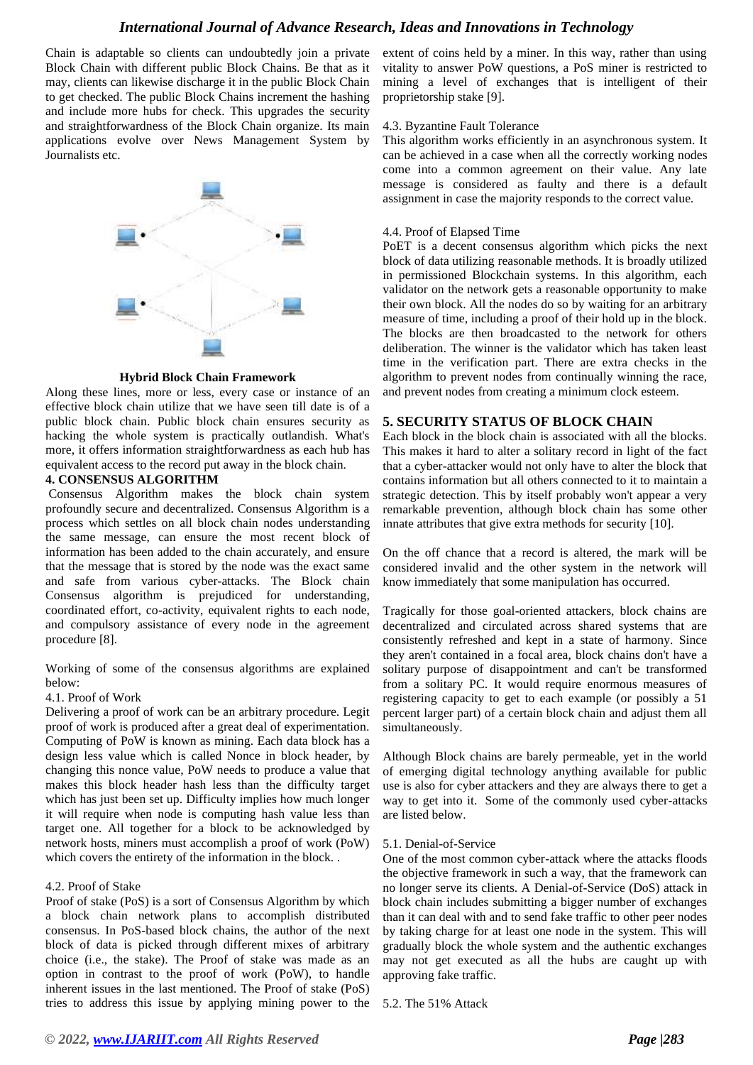Chain is adaptable so clients can undoubtedly join a private Block Chain with different public Block Chains. Be that as it may, clients can likewise discharge it in the public Block Chain to get checked. The public Block Chains increment the hashing and include more hubs for check. This upgrades the security and straightforwardness of the Block Chain organize. Its main applications evolve over News Management System by Journalists etc.

**Hybrid Block Chain Framework**

Along these lines, more or less, every case or instance of an effective block chain utilize that we have seen till date is of a public block chain. Public block chain ensures security as hacking the whole system is practically outlandish. What's more, it offers information straightforwardness as each hub has equivalent access to the record put away in the block chain.

## 4. CONSENSUS ALGORITHM

Consensus Algorithm makes the block chain system profoundly secure and decentralized. Consensus Algorithm is a process which settles on all block chain nodes understanding the same message, can ensure the most recent block of information has been added to the chain accurately, and ensure that the message that is stored by the node was the exact same and safe from various cyber-attacks. The Block chain Consensus algorithm is prejudiced for understanding, coordinated effort, co-activity, equivalent rights to each node, and compulsory assistance of every node in the agreement procedure [8].

Working of some of the consensus algorithms are explained below:

### 4.1. Proof of Work

Delivering a proof of work can be an arbitrary procedure. Legit proof of work is produced after a great deal of experimentation. Computing of PoW is known as mining. Each data block has a design less value which is called Nonce in block header, by changing this nonce value, PoW needs to produce a value that makes this block header hash less than the difficulty target which has just been set up. Difficulty implies how much longer it will require when node is computing hash value less than target one. All together for a block to be acknowledged by network hosts, miners must accomplish a proof of work (PoW) which covers the entirety of the information in the block. .

### 4.2. Proof of Stake

Proof of stake (PoS) is a sort of Consensus Algorithm by which a block chain network plans to accomplish distributed consensus. In PoS-based block chains, the author of the next block of data is picked through different mixes of arbitrary choice (i.e., the stake). The Proof of stake was made as an option in contrast to the proof of work (PoW), to handle inherent issues in the last mentioned. The Proof of stake (PoS) tries to address this issue by applying mining power to the extent of coins held by a miner. In this way, rather than using vitality to answer PoW questions, a PoS miner is restricted to mining a level of exchanges that is intelligent of their proprietorship stake [9].

### 4.3. Byzantine Fault Tolerance

This algorithm works efficiently in an asynchronous system. It can be achieved in a case when all the correctly working nodes come into a common agreement on their value. Any late message is considered as faulty and there is a default assignment in case the majority responds to the correct value.

### 4.4. Proof of Elapsed Time

PoET is a decent consensus algorithm which picks the next block of data utilizing reasonable methods. It is broadly utilized in permissioned Blockchain systems. In this algorithm, each validator on the network gets a reasonable opportunity to make their own block. All the nodes do so by waiting for an arbitrary measure of time, including a proof of their hold up in the block. The blocks are then broadcasted to the network for others deliberation. The winner is the validator which has taken least time in the verification part. There are extra checks in the algorithm to prevent nodes from continually winning the race, and prevent nodes from creating a minimum clock esteem.

## 5. SECURITY STATUS OF BLOCK CHAIN

Each block in the block chain is associated with all the blocks. This makes it hard to alter a solitary record in light of the fact that a cyber-attacker would not only have to alter the block that contains information but all others connected to it to maintain a strategic detection. This by itself probably won't appear a very remarkable prevention, although block chain has some other innate attributes that give extra methods for security [10].

On the off chance that a record is altered, the mark will be considered invalid and the other system in the network will know immediately that some manipulation has occurred.

Tragically for those goal-oriented attackers, block chains are decentralized and circulated across shared systems that are consistently refreshed and kept in a state of harmony. Since they aren't contained in a focal area, block chains don't have a solitary purpose of disappointment and can't be transformed from a solitary PC. It would require enormous measures of registering capacity to get to each example (or possibly a 51 percent larger part) of a certain block chain and adjust them all simultaneously.

Although Block chains are barely permeable, yet in the world of emerging digital technology anything available for public use is also for cyber attackers and they are always there to get a way to get into it. Some of the commonly used cyber-attacks are listed below.

### 5.1. Denial-of-Service

One of the most common cyber-attack where the attacks floods the objective framework in such a way, that the framework can no longer serve its clients. A Denial-of-Service (DoS) attack in block chain includes submitting a bigger number of exchanges than it can deal with and to send fake traffic to other peer nodes by taking charge for at least one node in the system. This will gradually block the whole system and the authentic exchanges may not get executed as all the hubs are caught up with approving fake traffic.

### 5.2. The 51% Attack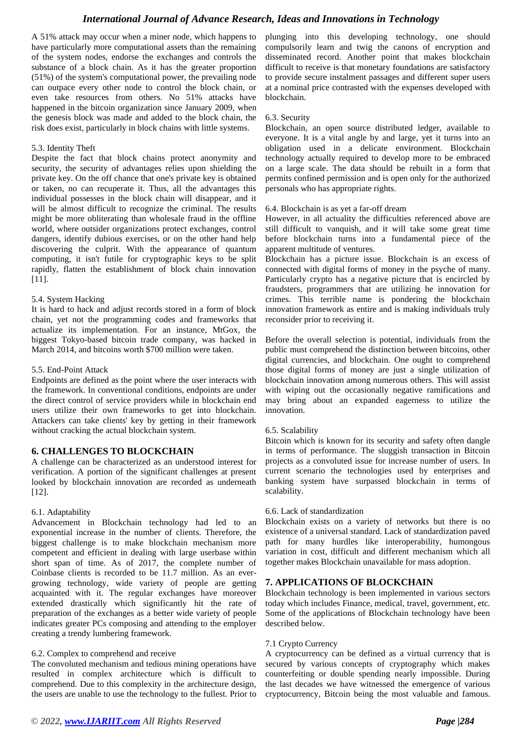A 51% attack may occur when a miner node, which happens to have particularly more computational assets than the remaining of the system nodes, endorse the exchanges and controls the substance of a block chain. As it has the greater proportion (51%) of the system's computational power, the prevailing node can outpace every other node to control the block chain, or even take resources from others. No 51% attacks have happened in the bitcoin organization since January 2009, when the genesis block was made and added to the block chain, the risk does exist, particularly in block chains with little systems.

5.3. Identity Theft

Despite the fact that block chains protect anonymity and security, the security of advantages relies upon shielding the private key. On the off chance that one's private key is obtained or taken, no can recuperate it. Thus, all the advantages this individual possesses in the block chain will disappear, and it will be almost difficult to recognize the criminal. The results might be more obliterating than wholesale fraud in the offline world, where outsider organizations protect exchanges, control dangers, identify dubious exercises, or on the other hand help discovering the culprit. With the appearance of quantum computing, it isn't futile for cryptographic keys to be split rapidly, flatten the establishment of block chain innovation [11].

5.4. System Hacking

It is hard to hack and adjust records stored in a form of block chain, yet not the programming codes and frameworks that actualize its implementation. For an instance, MtGox, the biggest Tokyo-based bitcoin trade company, was hacked in March 2014, and bitcoins worth $700 million were taken.

5.5. End-Point Attack

Endpoints are defined as the point where the user interacts with the framework. In conventional conditions, endpoints are under the direct control of service providers while in blockchain end users utilize their own frameworks to get into blockchain. Attackers can take clients' key by getting in their framework without cracking the actual blockchain system.

## 6. CHALLENGES TO BLOCKCHAIN

A challenge can be characterized as an understood interest for verification. A portion of the significant challenges at present looked by blockchain innovation are recorded as underneath [12].

6.1. Adaptability

Advancement in Blockchain technology had led to an exponential increase in the number of clients. Therefore, the biggest challenge is to make blockchain mechanism more competent and efficient in dealing with large userbase within short span of time. As of 2017, the complete number of Coinbase clients is recorded to be 11.7 million. As an ever-growing technology, wide variety of people are getting acquainted with it. The regular exchanges have moreover extended drastically which significantly hit the rate of preparation of the exchanges as a better wide variety of people indicates greater PCs composing and attending to the employer creating a trendy lumbering framework.

6.2. Complex to comprehend and receive

The convoluted mechanism and tedious mining operations have resulted in complex architecture which is difficult to comprehend. Due to this complexity in the architecture design, the users are unable to use the technology to the fullest. Prior to plunging into this developing technology, one should compulsorily learn and twig the canons of encryption and disseminated record. Another point that makes blockchain difficult to receive is that monetary foundations are satisfactory to provide secure instalment passages and different super users at a nominal price contrasted with the expenses developed with blockchain.

6.3. Security

Blockchain, an open source distributed ledger, available to everyone. It is a vital angle by and large, yet it turns into an obligation used in a delicate environment. Blockchain technology actually required to develop more to be embraced on a large scale. The data should be rebuilt in a form that permits confined permission and is open only for the authorized personals who has appropriate rights.

6.4. Blockchain is as yet a far-off dream

However, in all actuality the difficulties referenced above are still difficult to vanquish, and it will take some great time before blockchain turns into a fundamental piece of the apparent multitude of ventures.

Blockchain has a picture issue. Blockchain is an excess of connected with digital forms of money in the psyche of many. Particularly crypto has a negative picture that is encircled by fraudsters, programmers that are utilizing he innovation for crimes. This terrible name is pondering the blockchain innovation framework as entire and is making individuals truly reconsider prior to receiving it.

Before the overall selection is potential, individuals from the public must comprehend the distinction between bitcoins, other digital currencies, and blockchain. One ought to comprehend those digital forms of money are just a single utilization of blockchain innovation among numerous others. This will assist with wiping out the occasionally negative ramifications and may bring about an expanded eagerness to utilize the innovation.

6.5. Scalability

Bitcoin which is known for its security and safety often dangle in terms of performance. The sluggish transaction in Bitcoin projects as a convoluted issue for increase number of users. In current scenario the technologies used by enterprises and banking system have surpassed blockchain in terms of scalability.

6.6. Lack of standardization

Blockchain exists on a variety of networks but there is no existence of a universal standard. Lack of standardization paved path for many hurdles like interoperability, humongous variation in cost, difficult and different mechanism which all together makes Blockchain unavailable for mass adoption.

## 7. APPLICATIONS OF BLOCKCHAIN

Blockchain technology is been implemented in various sectors today which includes Finance, medical, travel, government, etc. Some of the applications of Blockchain technology have been described below.

7.1 Crypto Currency

A cryptocurrency can be defined as a virtual currency that is secured by various concepts of cryptography which makes counterfeiting or double spending nearly impossible. During the last decades we have witnessed the emergence of various cryptocurrency, Bitcoin being the most valuable and famous.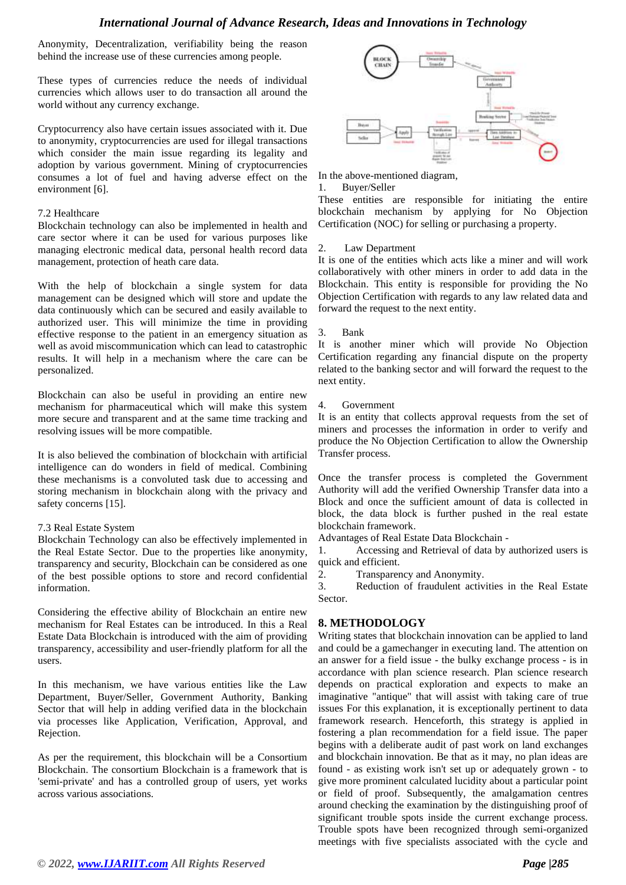Anonymity, Decentralization, verifiability being the reason behind the increase use of these currencies among people.

These types of currencies reduce the needs of individual currencies which allows user to do transaction all around the world without any currency exchange.

Cryptocurrency also have certain issues associated with it. Due to anonymity, cryptocurrencies are used for illegal transactions which consider the main issue regarding its legality and adoption by various government. Mining of cryptocurrencies consumes a lot of fuel and having adverse effect on the environment [6].

7.2 Healthcare

Blockchain technology can also be implemented in health and care sector where it can be used for various purposes like managing electronic medical data, personal health record data management, protection of heath care data.

With the help of blockchain a single system for data management can be designed which will store and update the data continuously which can be secured and easily available to authorized user. This will minimize the time in providing effective response to the patient in an emergency situation as well as avoid miscommunication which can lead to catastrophic results. It will help in a mechanism where the care can be personalized.

Blockchain can also be useful in providing an entire new mechanism for pharmaceutical which will make this system more secure and transparent and at the same time tracking and resolving issues will be more compatible.

It is also believed the combination of blockchain with artificial intelligence can do wonders in field of medical. Combining these mechanisms is a convoluted task due to accessing and storing mechanism in blockchain along with the privacy and safety concerns [15].

7.3 Real Estate System

Blockchain Technology can also be effectively implemented in the Real Estate Sector. Due to the properties like anonymity, transparency and security, Blockchain can be considered as one of the best possible options to store and record confidential information.

Considering the effective ability of Blockchain an entire new mechanism for Real Estates can be introduced. In this a Real Estate Data Blockchain is introduced with the aim of providing transparency, accessibility and user-friendly platform for all the users.

In this mechanism, we have various entities like the Law Department, Buyer/Seller, Government Authority, Banking Sector that will help in adding verified data in the blockchain via processes like Application, Verification, Approval, and Rejection.

As per the requirement, this blockchain will be a Consortium Blockchain. The consortium Blockchain is a framework that is 'semi-private' and has a controlled group of users, yet works across various associations.

In the above-mentioned diagram,

1. Buyer/Seller

These entities are responsible for initiating the entire blockchain mechanism by applying for No Objection Certification (NOC) for selling or purchasing a property.

2. Law Department

It is one of the entities which acts like a miner and will work collaboratively with other miners in order to add data in the Blockchain. This entity is responsible for providing the No Objection Certification with regards to any law related data and forward the request to the next entity.

3. Bank

It is another miner which will provide No Objection Certification regarding any financial dispute on the property related to the banking sector and will forward the request to the next entity.

4. Government

It is an entity that collects approval requests from the set of miners and processes the information in order to verify and produce the No Objection Certification to allow the Ownership Transfer process.

Once the transfer process is completed the Government Authority will add the verified Ownership Transfer data into a Block and once the sufficient amount of data is collected in block, the data block is further pushed in the real estate blockchain framework.

Advantages of Real Estate Data Blockchain -

1. Accessing and Retrieval of data by authorized users is quick and efficient.
2. Transparency and Anonymity.
3. Reduction of fraudulent activities in the Real Estate Sector.

## 8. METHODOLOGY

Writing states that blockchain innovation can be applied to land and could be a gamechanger in executing land. The attention on an answer for a field issue - the bulky exchange process - is in accordance with plan science research. Plan science research depends on practical exploration and expects to make an imaginative "antique" that will assist with taking care of true issues For this explanation, it is exceptionally pertinent to data framework research. Henceforth, this strategy is applied in fostering a plan recommendation for a field issue. The paper begins with a deliberate audit of past work on land exchanges and blockchain innovation. Be that as it may, no plan ideas are found - as existing work isn't set up or adequately grown - to give more prominent calculated lucidity about a particular point or field of proof. Subsequently, the amalgamation centres around checking the examination by the distinguishing proof of significant trouble spots inside the current exchange process. Trouble spots have been recognized through semi-organized meetings with five specialists associated with the cycle and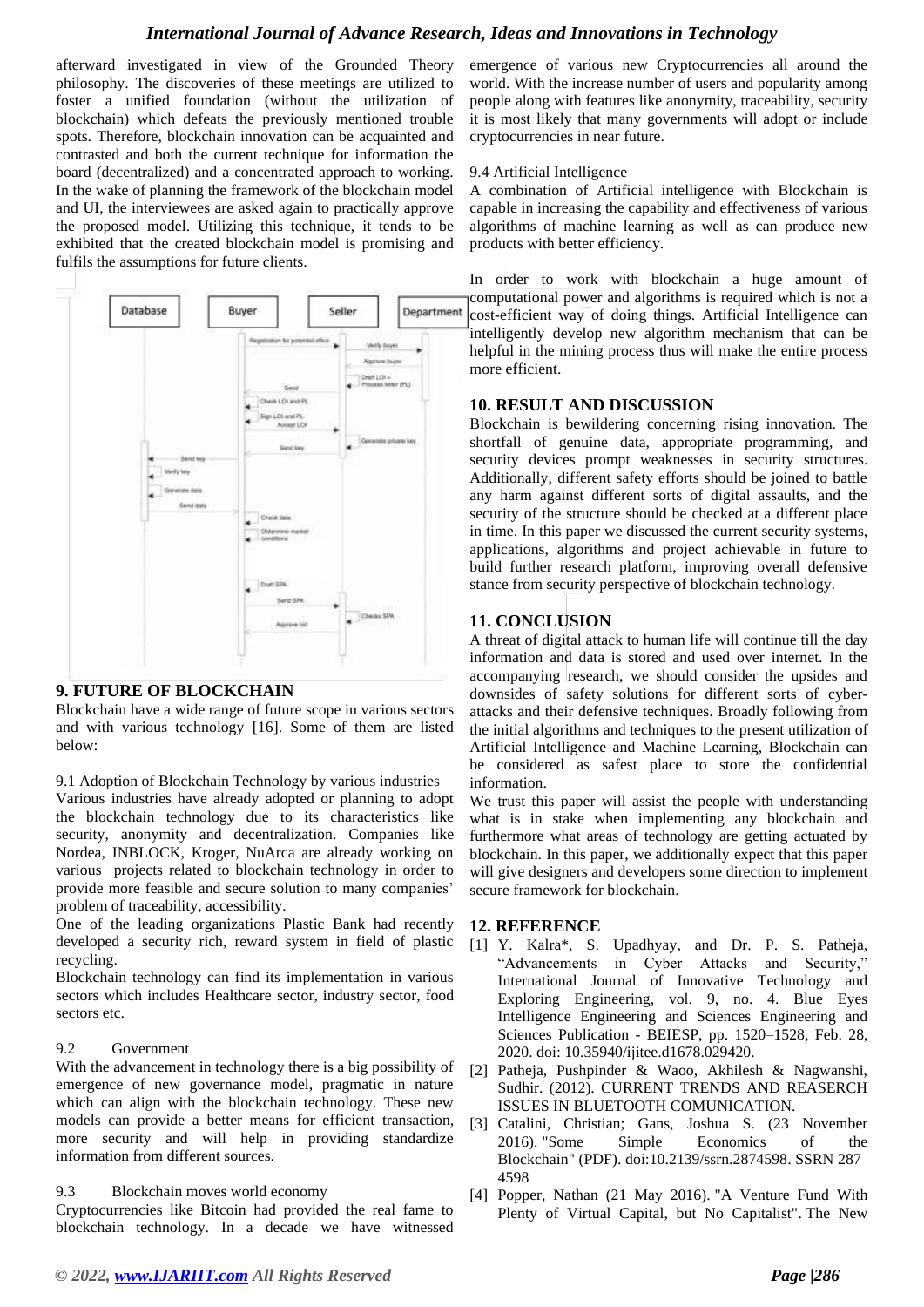afterward investigated in view of the Grounded Theory philosophy. The discoveries of these meetings are utilized to foster a unified foundation (without the utilization of blockchain) which defeats the previously mentioned trouble spots. Therefore, blockchain innovation can be acquainted and contrasted and both the current technique for information the board (decentralized) and a concentrated approach to working. In the wake of planning the framework of the blockchain model and UI, the interviewees are asked again to practically approve the proposed model. Utilizing this technique, it tends to be exhibited that the created blockchain model is promising and fulfils the assumptions for future clients.

## 9. FUTURE OF BLOCKCHAIN

Blockchain have a wide range of future scope in various sectors and with various technology [16]. Some of them are listed below:

9.1 Adoption of Blockchain Technology by various industries

Various industries have already adopted or planning to adopt the blockchain technology due to its characteristics like security, anonymity and decentralization. Companies like Nordea, INBLOCK, Kroger, NuArca are already working on various projects related to blockchain technology in order to provide more feasible and secure solution to many companies' problem of traceability, accessibility.

One of the leading organizations Plastic Bank had recently developed a security rich, reward system in field of plastic recycling.

Blockchain technology can find its implementation in various sectors which includes Healthcare sector, industry sector, food sectors etc.

9.2 Government

With the advancement in technology there is a big possibility of emergence of new governance model, pragmatic in nature which can align with the blockchain technology. These new models can provide a better means for efficient transaction, more security and will help in providing standardize information from different sources.

9.3 Blockchain moves world economy

Cryptocurrencies like Bitcoin had provided the real fame to blockchain technology. In a decade we have witnessed emergence of various new Cryptocurrencies all around the world. With the increase number of users and popularity among people along with features like anonymity, traceability, security it is most likely that many governments will adopt or include cryptocurrencies in near future.

9.4 Artificial Intelligence

A combination of Artificial intelligence with Blockchain is capable in increasing the capability and effectiveness of various algorithms of machine learning as well as can produce new products with better efficiency.

In order to work with blockchain a huge amount of computational power and algorithms is required which is not a cost-efficient way of doing things. Artificial Intelligence can intelligently develop new algorithm mechanism that can be helpful in the mining process thus will make the entire process more efficient.

## 10. RESULT AND DISCUSSION

Blockchain is bewildering concerning rising innovation. The shortfall of genuine data, appropriate programming, and security devices prompt weaknesses in security structures. Additionally, different safety efforts should be joined to battle any harm against different sorts of digital assaults, and the security of the structure should be checked at a different place in time. In this paper we discussed the current security systems, applications, algorithms and project achievable in future to build further research platform, improving overall defensive stance from security perspective of blockchain technology.

## 11. CONCLUSION

A threat of digital attack to human life will continue till the day information and data is stored and used over internet. In the accompanying research, we should consider the upsides and downsides of safety solutions for different sorts of cyber-attacks and their defensive techniques. Broadly following from the initial algorithms and techniques to the present utilization of Artificial Intelligence and Machine Learning, Blockchain can be considered as safest place to store the confidential information.

We trust this paper will assist the people with understanding what is in stake when implementing any blockchain and furthermore what areas of technology are getting actuated by blockchain. In this paper, we additionally expect that this paper will give designers and developers some direction to implement secure framework for blockchain.

## 12. REFERENCE

[1] Y. Kalra*, S. Upadhyay, and Dr. P. S. Patheja, "Advancements in Cyber Attacks and Security," International Journal of Innovative Technology and Exploring Engineering, vol. 9, no. 4. Blue Eyes Intelligence Engineering and Sciences Engineering and Sciences Publication - BEIESP, pp. 1520–1528, Feb. 28, 2020. doi: 10.35940/ijitee.d1678.029420.

[2] Patheja, Pushpinder & Waoo, Akhilesh & Nagwanshi, Sudhir. (2012). CURRENT TRENDS AND REASERCH ISSUES IN BLUETOOTH COMUNICATION.

[3] Catalini, Christian; Gans, Joshua S. (23 November 2016). "Some Simple Economics of the Blockchain" (PDF). doi:10.2139/ssrn.2874598. SSRN 2874598

[4] Popper, Nathan (21 May 2016). "A Venture Fund With Plenty of Virtual Capital, but No Capitalist". The New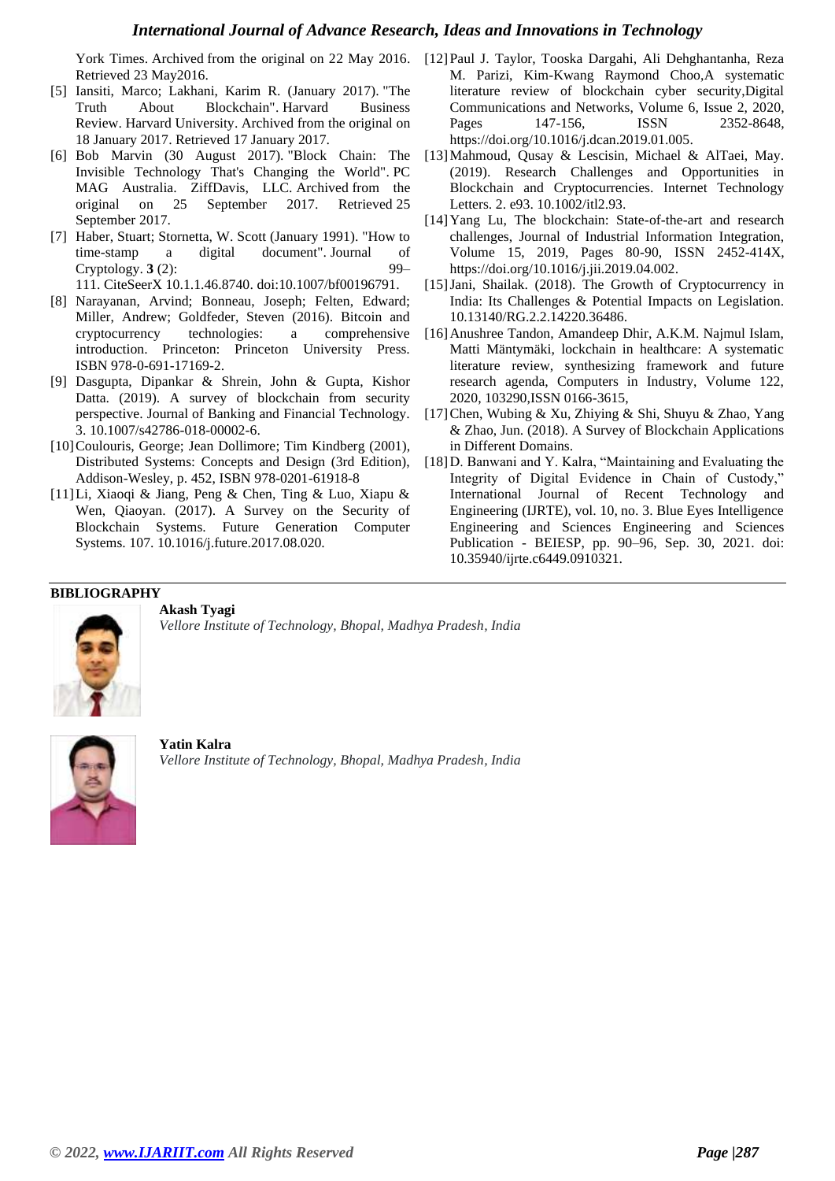York Times. Archived from the original on 22 May 2016. Retrieved 23 May2016.

[5] Iansiti, Marco; Lakhani, Karim R. (January 2017). "The Truth About Blockchain". Harvard Business Review. Harvard University. Archived from the original on 18 January 2017. Retrieved 17 January 2017.

[6] Bob Marvin (30 August 2017). "Block Chain: The Invisible Technology That's Changing the World". PC MAG Australia. ZiffDavis, LLC. Archived from the original on 25 September 2017. Retrieved 25 September 2017.

[7] Haber, Stuart; Stornetta, W. Scott (January 1991). "How to time-stamp a digital document". Journal of Cryptology. **3** (2): 99–111. CiteSeerX 10.1.1.46.8740. doi:10.1007/bf00196791.

[8] Narayanan, Arvind; Bonneau, Joseph; Felten, Edward; Miller, Andrew; Goldfeder, Steven (2016). Bitcoin and cryptocurrency technologies: a comprehensive introduction. Princeton: Princeton University Press. ISBN 978-0-691-17169-2.

[9] Dasgupta, Dipankar & Shrein, John & Gupta, Kishor Datta. (2019). A survey of blockchain from security perspective. Journal of Banking and Financial Technology. 3. 10.1007/s42786-018-00002-6.

[10] Coulouris, George; Jean Dollimore; Tim Kindberg (2001), Distributed Systems: Concepts and Design (3rd Edition), Addison-Wesley, p. 452, ISBN 978-0201-61918-8

[11] Li, Xiaoqi & Jiang, Peng & Chen, Ting & Luo, Xiapu & Wen, Qiaoyan. (2017). A Survey on the Security of Blockchain Systems. Future Generation Computer Systems. 107. 10.1016/j.future.2017.08.020.

[12] Paul J. Taylor, Tooska Dargahi, Ali Dehghantanha, Reza M. Parizi, Kim-Kwang Raymond Choo,A systematic literature review of blockchain cyber security,Digital Communications and Networks, Volume 6, Issue 2, 2020, Pages 147-156, ISSN 2352-8648, https://doi.org/10.1016/j.dcan.2019.01.005.

[13] Mahmoud, Qusay & Lescisin, Michael & AlTaei, May. (2019). Research Challenges and Opportunities in Blockchain and Cryptocurrencies. Internet Technology Letters. 2. e93. 10.1002/itl2.93.

[14] Yang Lu, The blockchain: State-of-the-art and research challenges, Journal of Industrial Information Integration, Volume 15, 2019, Pages 80-90, ISSN 2452-414X, https://doi.org/10.1016/j.jii.2019.04.002.

[15] Jani, Shailak. (2018). The Growth of Cryptocurrency in India: Its Challenges & Potential Impacts on Legislation. 10.13140/RG.2.2.14220.36486.

[16] Anushree Tandon, Amandeep Dhir, A.K.M. Najmul Islam, Matti Mäntymäki, lockchain in healthcare: A systematic literature review, synthesizing framework and future research agenda, Computers in Industry, Volume 122, 2020, 103290,ISSN 0166-3615,

[17] Chen, Wubing & Xu, Zhiying & Shi, Shuyu & Zhao, Yang & Zhao, Jun. (2018). A Survey of Blockchain Applications in Different Domains.

[18] D. Banwani and Y. Kalra, "Maintaining and Evaluating the Integrity of Digital Evidence in Chain of Custody," International Journal of Recent Technology and Engineering (IJRTE), vol. 10, no. 3. Blue Eyes Intelligence Engineering and Sciences Engineering and Sciences Publication - BEIESP, pp. 90–96, Sep. 30, 2021. doi: 10.35940/ijrte.c6449.0910321.

## BIBLIOGRAPHY

**Akash Tyagi**
*Vellore Institute of Technology, Bhopal, Madhya Pradesh, India*

**Yatin Kalra**
*Vellore Institute of Technology, Bhopal, Madhya Pradesh, India*